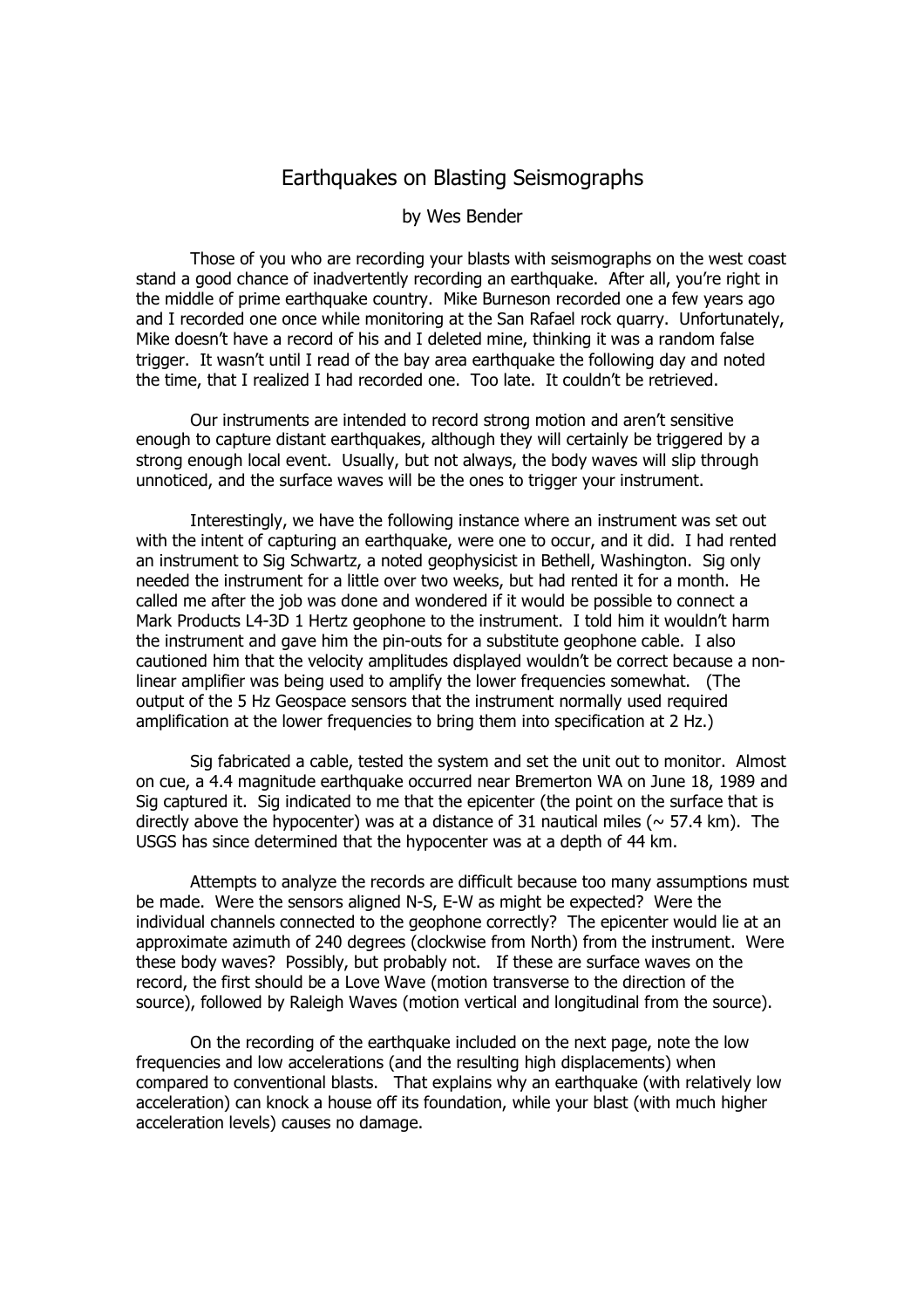# Earthquakes on Blasting Seismographs

by Wes Bender

Those of you who are recording your blasts with seismographs on the west coast stand a good chance of inadvertently recording an earthquake. After all, you're right in the middle of prime earthquake country. Mike Burneson recorded one a few years ago and I recorded one once while monitoring at the San Rafael rock quarry. Unfortunately, Mike doesn't have a record of his and I deleted mine, thinking it was a random false trigger. It wasn't until I read of the bay area earthquake the following day and noted the time, that I realized I had recorded one. Too late. It couldn't be retrieved.

Our instruments are intended to record strong motion and aren't sensitive enough to capture distant earthquakes, although they will certainly be triggered by a strong enough local event. Usually, but not always, the body waves will slip through unnoticed, and the surface waves will be the ones to trigger your instrument.

Interestingly, we have the following instance where an instrument was set out with the intent of capturing an earthquake, were one to occur, and it did. I had rented an instrument to Sig Schwartz, a noted geophysicist in Bethell, Washington. Sig only needed the instrument for a little over two weeks, but had rented it for a month. He called me after the job was done and wondered if it would be possible to connect a Mark Products L4-3D 1 Hertz geophone to the instrument. I told him it wouldn't harm the instrument and gave him the pin-outs for a substitute geophone cable. I also cautioned him that the velocity amplitudes displayed wouldn't be correct because a non-linear amplifier was being used to amplify the lower frequencies somewhat. (The output of the 5 Hz Geospace sensors that the instrument normally used required amplification at the lower frequencies to bring them into specification at 2 Hz.)

Sig fabricated a cable, tested the system and set the unit out to monitor. Almost on cue, a 4.4 magnitude earthquake occurred near Bremerton WA on June 18, 1989 and Sig captured it. Sig indicated to me that the epicenter (the point on the surface that is directly above the hypocenter) was at a distance of 31 nautical miles (~ 57.4 km). The USGS has since determined that the hypocenter was at a depth of 44 km.

Attempts to analyze the records are difficult because too many assumptions must be made. Were the sensors aligned N-S, E-W as might be expected? Were the individual channels connected to the geophone correctly? The epicenter would lie at an approximate azimuth of 240 degrees (clockwise from North) from the instrument. Were these body waves? Possibly, but probably not. If these are surface waves on the record, the first should be a Love Wave (motion transverse to the direction of the source), followed by Raleigh Waves (motion vertical and longitudinal from the source).

On the recording of the earthquake included on the next page, note the low frequencies and low accelerations (and the resulting high displacements) when compared to conventional blasts. That explains why an earthquake (with relatively low acceleration) can knock a house off its foundation, while your blast (with much higher acceleration levels) causes no damage.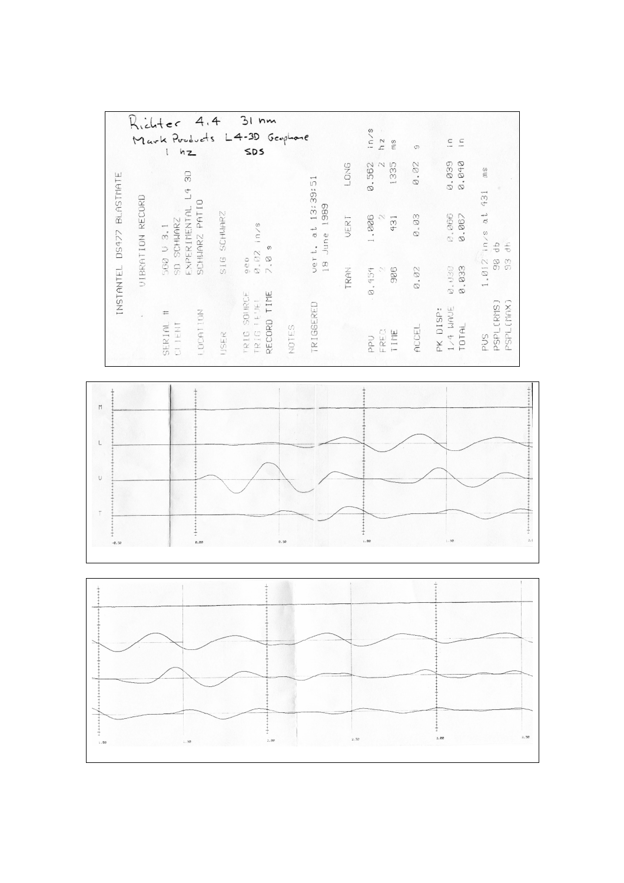Richter 4.4 31 nm

Mark Products L4-3D Geophone

1 hz SDS

INSTANTEL DS477 BLASTMATE

VIBRATION RECORD

| | | | | |
|---|---|---|---|---|
| SERIAL # | 560 V 3.1 | | | |
| CLIENT | SD SCHWARZ | | | |
| | EXPERIMENTAL L4 3D | | | |
| LOCATION | SCHWARZ PATIO | | | |
| USER | SIG SCHWARZ | | | |
| TRIG SOURCE | geo | | | |
| TRIG LEVEL | 0.02 in/s | | | |
| RECORD TIME | 7.0 s | | | |
| NOTES | | | | |
| TRIGGERED | vert. at 13:39:51 | | | |
| | 18 June 1989 | | | |
| | TRAN | VERT | LONG | |
| PPV | 0.454 | 1.006 | 0.562 | in/s |
| FREQ | 2 | 2 | 2 | hz |
| TIME | 906 | 431 | 1335 | ms |
| ACCEL | 0.02 | 0.03 | 0.02 | g |
| PK DISP: | | | | |
| 1/4 WAVE | 0.030 | 0.066 | 0.039 | in |
| TOTAL | 0.033 | 0.067 | 0.040 | in |
| PVS | 1.012 in/s at 431 ms | | | |
| PSPL(RMS) | 90 db | | | |
| PSPL(MAX) | 93 db | | | |

M

L

V

T

-0.50 0.00 0.50 1.00 1.50 2.0

1.00 1.50 2.00 2.50 3.00 3.50